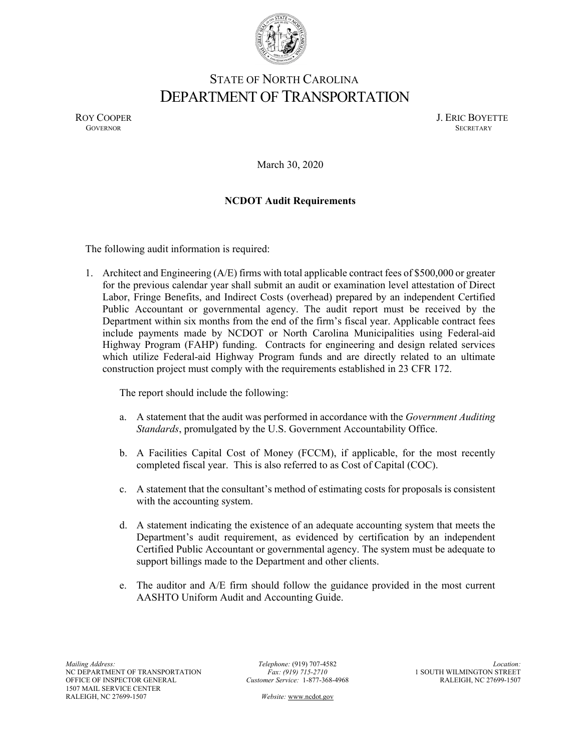STATE OF NORTH CAROLINA

# DEPARTMENT OF TRANSPORTATION

ROY COOPER
GOVERNOR

J. ERIC BOYETTE
SECRETARY

March 30, 2020

**NCDOT Audit Requirements**

The following audit information is required:

1. Architect and Engineering (A/E) firms with total applicable contract fees of $500,000 or greater for the previous calendar year shall submit an audit or examination level attestation of Direct Labor, Fringe Benefits, and Indirect Costs (overhead) prepared by an independent Certified Public Accountant or governmental agency. The audit report must be received by the Department within six months from the end of the firm's fiscal year. Applicable contract fees include payments made by NCDOT or North Carolina Municipalities using Federal-aid Highway Program (FAHP) funding. Contracts for engineering and design related services which utilize Federal-aid Highway Program funds and are directly related to an ultimate construction project must comply with the requirements established in 23 CFR 172.

   The report should include the following:

   a. A statement that the audit was performed in accordance with the *Government Auditing Standards*, promulgated by the U.S. Government Accountability Office.

   b. A Facilities Capital Cost of Money (FCCM), if applicable, for the most recently completed fiscal year. This is also referred to as Cost of Capital (COC).

   c. A statement that the consultant's method of estimating costs for proposals is consistent with the accounting system.

   d. A statement indicating the existence of an adequate accounting system that meets the Department's audit requirement, as evidenced by certification by an independent Certified Public Accountant or governmental agency. The system must be adequate to support billings made to the Department and other clients.

   e. The auditor and A/E firm should follow the guidance provided in the most current AASHTO Uniform Audit and Accounting Guide.

*Mailing Address:*
NC DEPARTMENT OF TRANSPORTATION
OFFICE OF INSPECTOR GENERAL
1507 MAIL SERVICE CENTER
RALEIGH, NC 27699-1507

*Telephone:* (919) 707-4582
*Fax: (919) 715-2710*
*Customer Service:* 1-877-368-4968

*Website:* www.ncdot.gov

*Location:*
1 SOUTH WILMINGTON STREET
RALEIGH, NC 27699-1507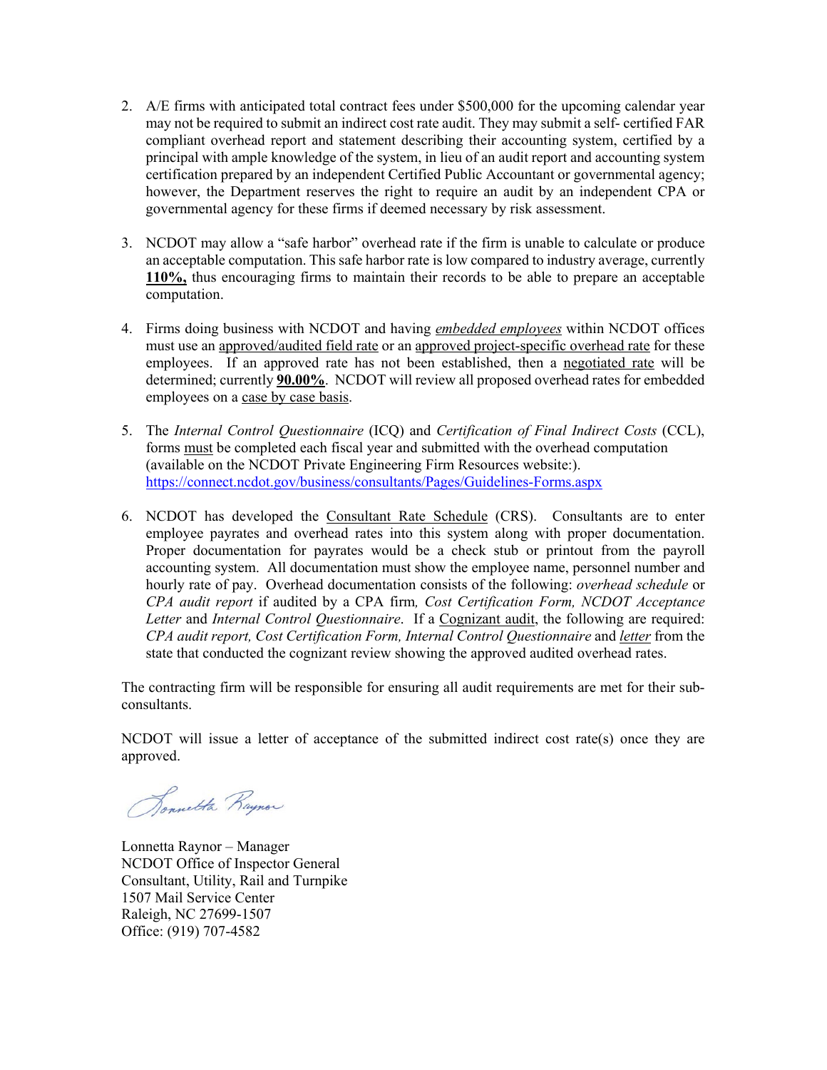2. A/E firms with anticipated total contract fees under $500,000 for the upcoming calendar year may not be required to submit an indirect cost rate audit. They may submit a self- certified FAR compliant overhead report and statement describing their accounting system, certified by a principal with ample knowledge of the system, in lieu of an audit report and accounting system certification prepared by an independent Certified Public Accountant or governmental agency; however, the Department reserves the right to require an audit by an independent CPA or governmental agency for these firms if deemed necessary by risk assessment.

3. NCDOT may allow a "safe harbor" overhead rate if the firm is unable to calculate or produce an acceptable computation. This safe harbor rate is low compared to industry average, currently **110%,** thus encouraging firms to maintain their records to be able to prepare an acceptable computation.

4. Firms doing business with NCDOT and having *embedded employees* within NCDOT offices must use an approved/audited field rate or an approved project-specific overhead rate for these employees. If an approved rate has not been established, then a negotiated rate will be determined; currently **90.00%**. NCDOT will review all proposed overhead rates for embedded employees on a case by case basis.

5. The *Internal Control Questionnaire* (ICQ) and *Certification of Final Indirect Costs* (CCL), forms must be completed each fiscal year and submitted with the overhead computation (available on the NCDOT Private Engineering Firm Resources website:). https://connect.ncdot.gov/business/consultants/Pages/Guidelines-Forms.aspx

6. NCDOT has developed the Consultant Rate Schedule (CRS). Consultants are to enter employee payrates and overhead rates into this system along with proper documentation. Proper documentation for payrates would be a check stub or printout from the payroll accounting system. All documentation must show the employee name, personnel number and hourly rate of pay. Overhead documentation consists of the following: *overhead schedule* or *CPA audit report* if audited by a CPA firm*, Cost Certification Form, NCDOT Acceptance Letter* and *Internal Control Questionnaire*. If a Cognizant audit, the following are required: *CPA audit report, Cost Certification Form, Internal Control Questionnaire* and *letter* from the state that conducted the cognizant review showing the approved audited overhead rates.

The contracting firm will be responsible for ensuring all audit requirements are met for their sub-consultants.

NCDOT will issue a letter of acceptance of the submitted indirect cost rate(s) once they are approved.

Lonnetta Raynor

Lonnetta Raynor – Manager
NCDOT Office of Inspector General
Consultant, Utility, Rail and Turnpike
1507 Mail Service Center
Raleigh, NC 27699-1507
Office: (919) 707-4582